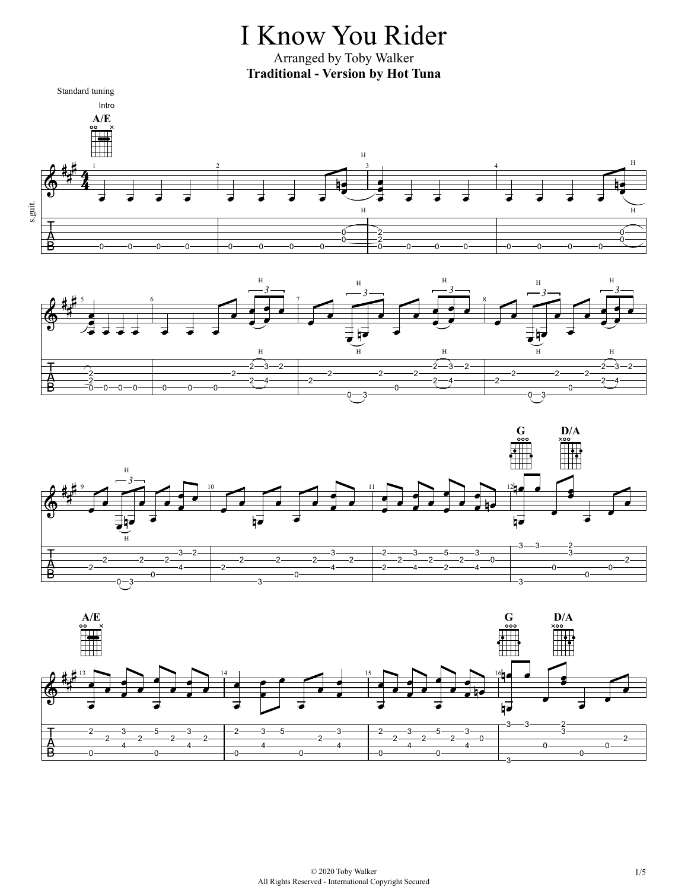# I Know You Rider

Arranged by Toby Walker

**Traditional - Version by Hot Tuna**

Standard tuning

Intro

**A/E** **G** **D/A**

s.guit.

© 2020 Toby Walker
All Rights Reserved - International Copyright Secured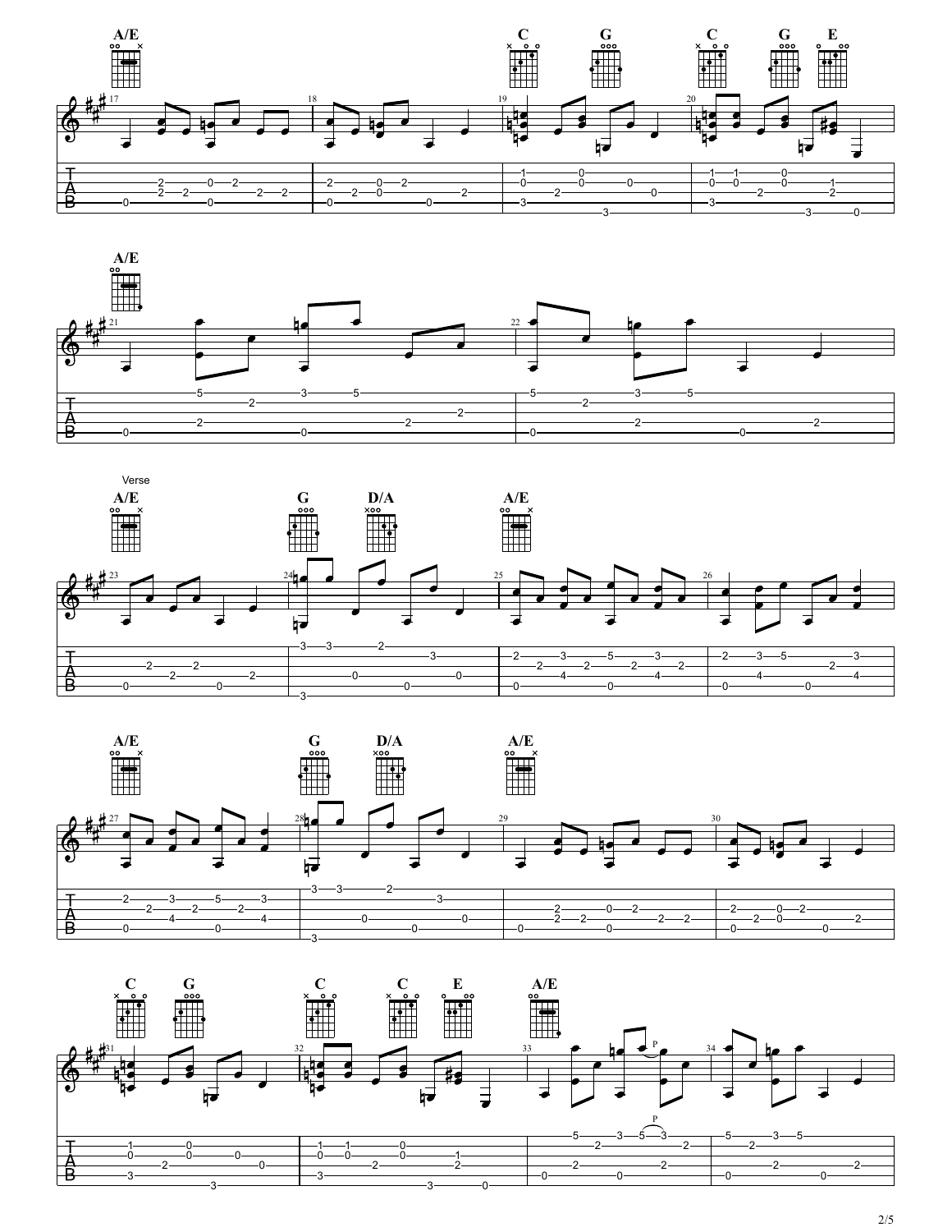A/E C G C G E

A/E

Verse

A/E G D/A A/E

A/E G D/A A/E

C G C C E A/E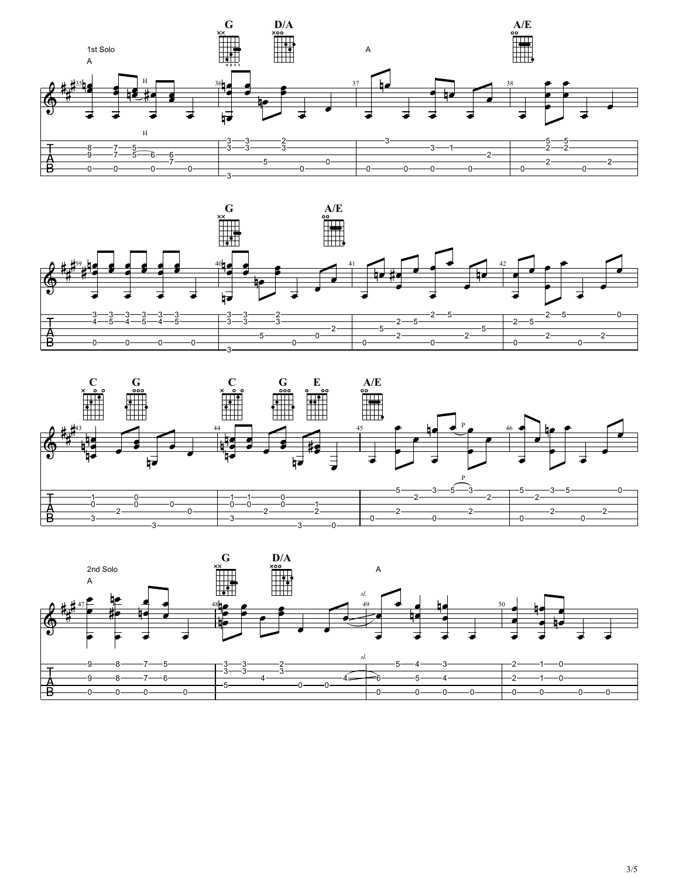1st Solo

A

G D/A A A/E

G A/E

C G C G E A/E

2nd Solo

A

G D/A A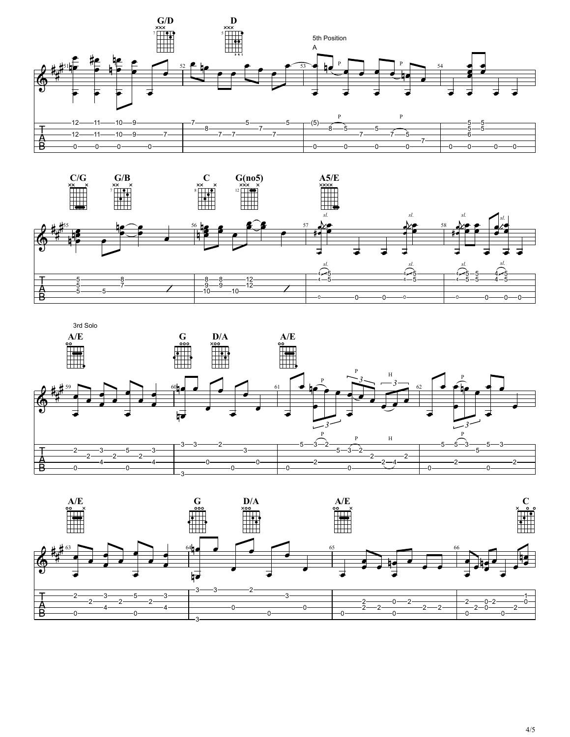5th Position

A

3rd Solo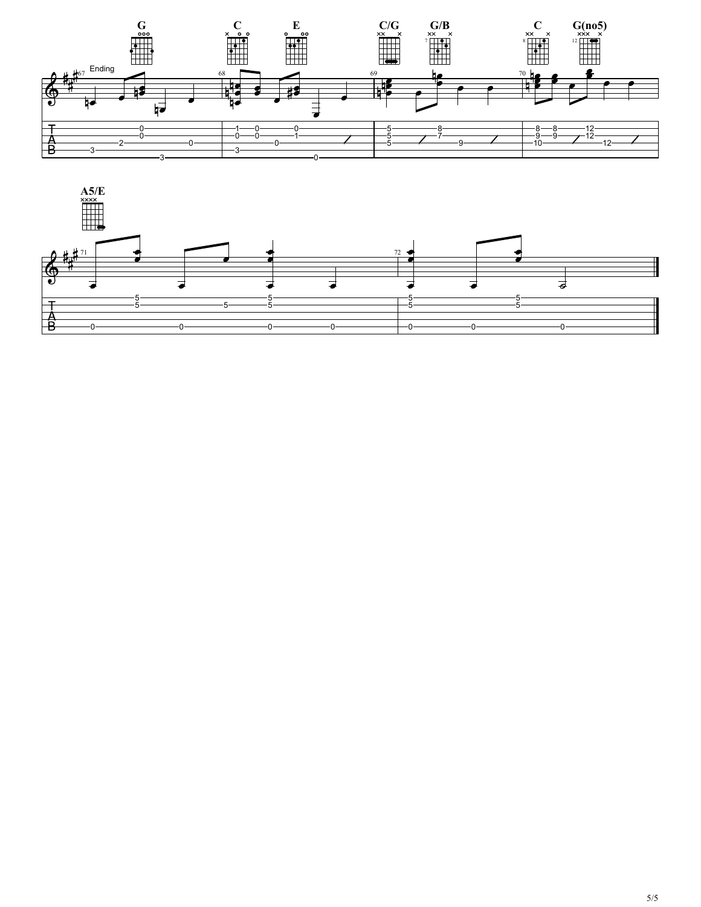G C E C/G G/B C G(no5)

Ending

A5/E